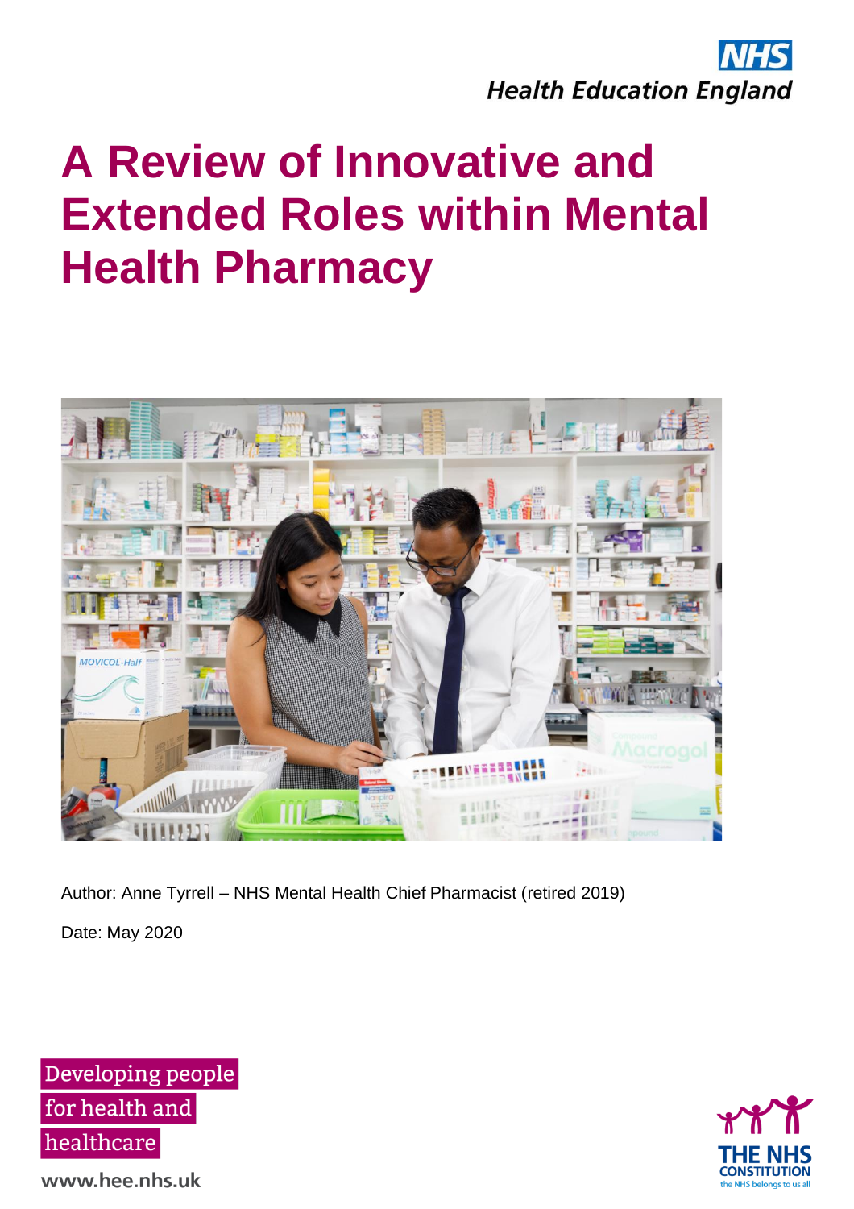NHS
Health Education England

# A Review of Innovative and Extended Roles within Mental Health Pharmacy

Author: Anne Tyrrell – NHS Mental Health Chief Pharmacist (retired 2019)

Date: May 2020

Developing people for health and healthcare

www.hee.nhs.uk

THE NHS CONSTITUTION
the NHS belongs to us all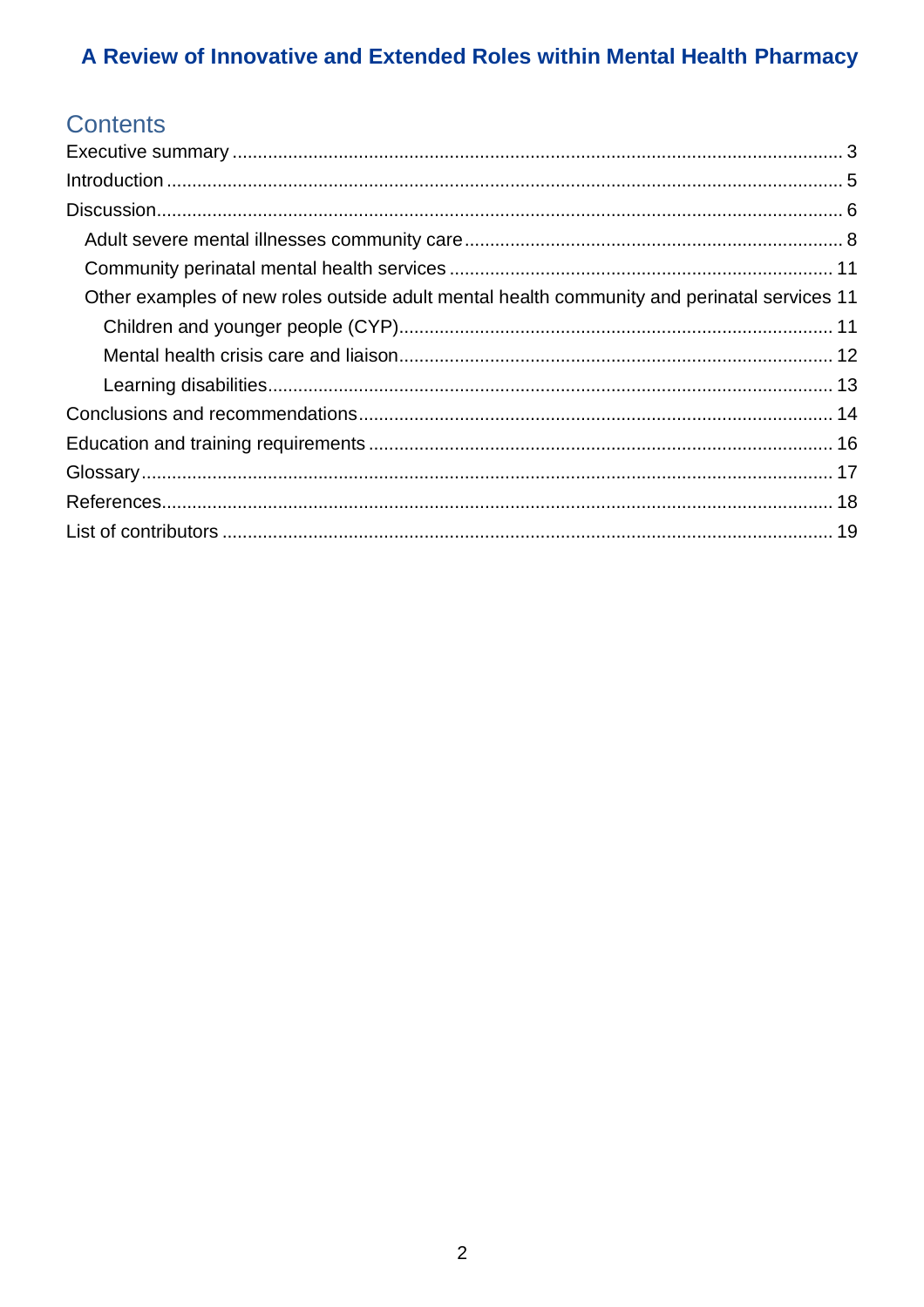## Contents

Executive summary ........................................................................................................................ 3
Introduction .................................................................................................................................... 5
Discussion ....................................................................................................................................... 6
  Adult severe mental illnesses community care ........................................................................ 8
  Community perinatal mental health services .......................................................................... 11
  Other examples of new roles outside adult mental health community and perinatal services 11
    Children and younger people (CYP) .................................................................................... 11
    Mental health crisis care and liaison .................................................................................... 12
    Learning disabilities .............................................................................................................. 13
Conclusions and recommendations ............................................................................................ 14
Education and training requirements .......................................................................................... 16
Glossary ........................................................................................................................................ 17
References ..................................................................................................................................... 18
List of contributors ........................................................................................................................ 19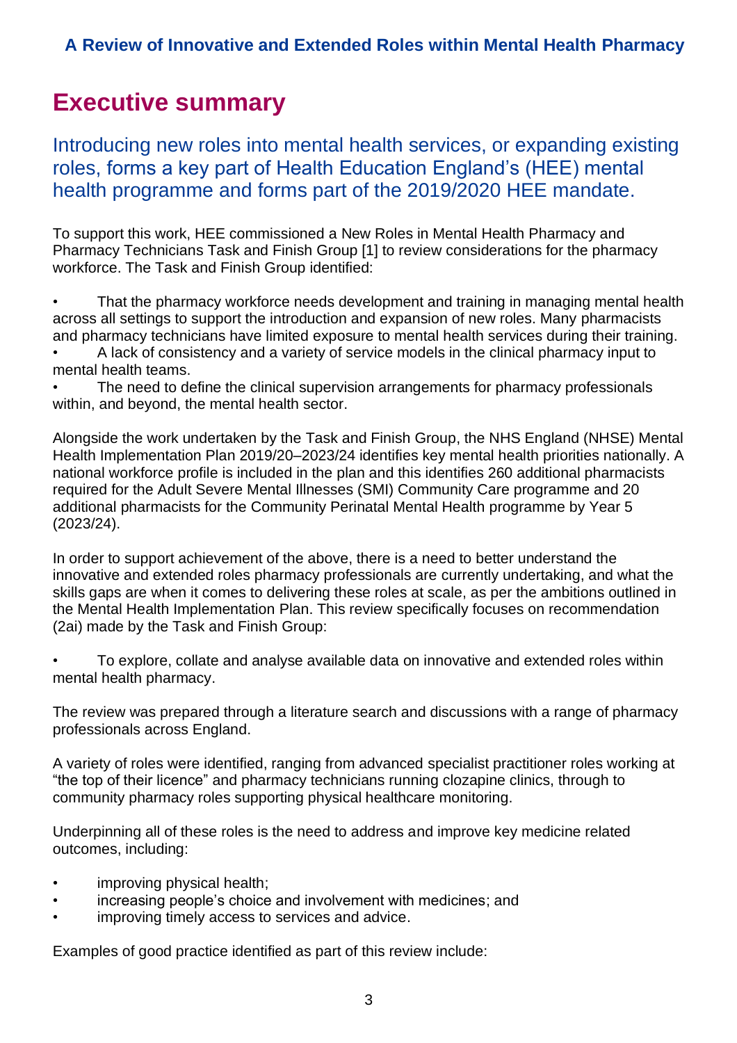# Executive summary

Introducing new roles into mental health services, or expanding existing roles, forms a key part of Health Education England's (HEE) mental health programme and forms part of the 2019/2020 HEE mandate.

To support this work, HEE commissioned a New Roles in Mental Health Pharmacy and Pharmacy Technicians Task and Finish Group [1] to review considerations for the pharmacy workforce. The Task and Finish Group identified:

- That the pharmacy workforce needs development and training in managing mental health across all settings to support the introduction and expansion of new roles. Many pharmacists and pharmacy technicians have limited exposure to mental health services during their training.
- A lack of consistency and a variety of service models in the clinical pharmacy input to mental health teams.
- The need to define the clinical supervision arrangements for pharmacy professionals within, and beyond, the mental health sector.

Alongside the work undertaken by the Task and Finish Group, the NHS England (NHSE) Mental Health Implementation Plan 2019/20–2023/24 identifies key mental health priorities nationally. A national workforce profile is included in the plan and this identifies 260 additional pharmacists required for the Adult Severe Mental Illnesses (SMI) Community Care programme and 20 additional pharmacists for the Community Perinatal Mental Health programme by Year 5 (2023/24).

In order to support achievement of the above, there is a need to better understand the innovative and extended roles pharmacy professionals are currently undertaking, and what the skills gaps are when it comes to delivering these roles at scale, as per the ambitions outlined in the Mental Health Implementation Plan. This review specifically focuses on recommendation (2ai) made by the Task and Finish Group:

- To explore, collate and analyse available data on innovative and extended roles within mental health pharmacy.

The review was prepared through a literature search and discussions with a range of pharmacy professionals across England.

A variety of roles were identified, ranging from advanced specialist practitioner roles working at "the top of their licence" and pharmacy technicians running clozapine clinics, through to community pharmacy roles supporting physical healthcare monitoring.

Underpinning all of these roles is the need to address and improve key medicine related outcomes, including:

- improving physical health;
- increasing people's choice and involvement with medicines; and
- improving timely access to services and advice.

Examples of good practice identified as part of this review include: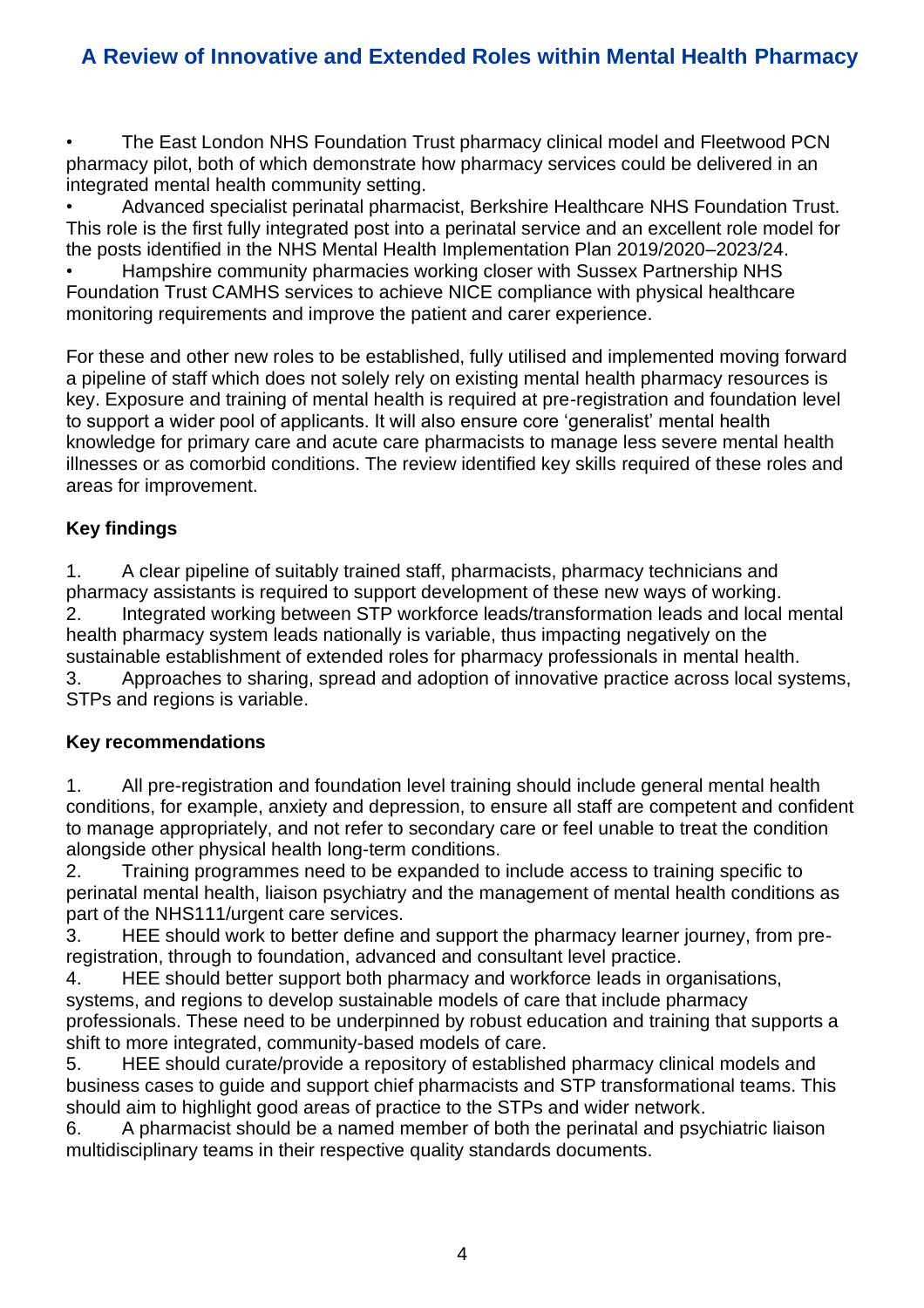- The East London NHS Foundation Trust pharmacy clinical model and Fleetwood PCN pharmacy pilot, both of which demonstrate how pharmacy services could be delivered in an integrated mental health community setting.
- Advanced specialist perinatal pharmacist, Berkshire Healthcare NHS Foundation Trust. This role is the first fully integrated post into a perinatal service and an excellent role model for the posts identified in the NHS Mental Health Implementation Plan 2019/2020–2023/24.
- Hampshire community pharmacies working closer with Sussex Partnership NHS Foundation Trust CAMHS services to achieve NICE compliance with physical healthcare monitoring requirements and improve the patient and carer experience.

For these and other new roles to be established, fully utilised and implemented moving forward a pipeline of staff which does not solely rely on existing mental health pharmacy resources is key. Exposure and training of mental health is required at pre-registration and foundation level to support a wider pool of applicants. It will also ensure core 'generalist' mental health knowledge for primary care and acute care pharmacists to manage less severe mental health illnesses or as comorbid conditions. The review identified key skills required of these roles and areas for improvement.

**Key findings**

1. A clear pipeline of suitably trained staff, pharmacists, pharmacy technicians and pharmacy assistants is required to support development of these new ways of working.
2. Integrated working between STP workforce leads/transformation leads and local mental health pharmacy system leads nationally is variable, thus impacting negatively on the sustainable establishment of extended roles for pharmacy professionals in mental health.
3. Approaches to sharing, spread and adoption of innovative practice across local systems, STPs and regions is variable.

**Key recommendations**

1. All pre-registration and foundation level training should include general mental health conditions, for example, anxiety and depression, to ensure all staff are competent and confident to manage appropriately, and not refer to secondary care or feel unable to treat the condition alongside other physical health long-term conditions.
2. Training programmes need to be expanded to include access to training specific to perinatal mental health, liaison psychiatry and the management of mental health conditions as part of the NHS111/urgent care services.
3. HEE should work to better define and support the pharmacy learner journey, from pre-registration, through to foundation, advanced and consultant level practice.
4. HEE should better support both pharmacy and workforce leads in organisations, systems, and regions to develop sustainable models of care that include pharmacy professionals. These need to be underpinned by robust education and training that supports a shift to more integrated, community-based models of care.
5. HEE should curate/provide a repository of established pharmacy clinical models and business cases to guide and support chief pharmacists and STP transformational teams. This should aim to highlight good areas of practice to the STPs and wider network.
6. A pharmacist should be a named member of both the perinatal and psychiatric liaison multidisciplinary teams in their respective quality standards documents.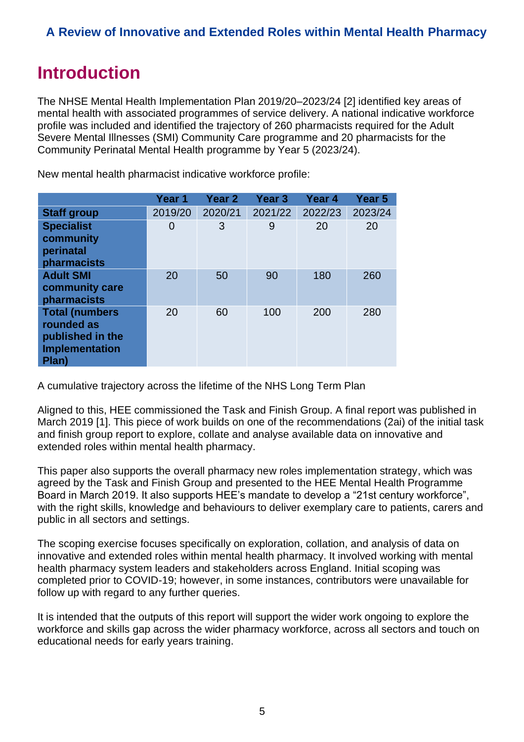# Introduction

The NHSE Mental Health Implementation Plan 2019/20–2023/24 [2] identified key areas of mental health with associated programmes of service delivery. A national indicative workforce profile was included and identified the trajectory of 260 pharmacists required for the Adult Severe Mental Illnesses (SMI) Community Care programme and 20 pharmacists for the Community Perinatal Mental Health programme by Year 5 (2023/24).

New mental health pharmacist indicative workforce profile:

| | Year 1 | Year 2 | Year 3 | Year 4 | Year 5 |
|---|---|---|---|---|---|
| **Staff group** | 2019/20 | 2020/21 | 2021/22 | 2022/23 | 2023/24 |
| **Specialist community perinatal pharmacists** | 0 | 3 | 9 | 20 | 20 |
| **Adult SMI community care pharmacists** | 20 | 50 | 90 | 180 | 260 |
| **Total (numbers rounded as published in the Implementation Plan)** | 20 | 60 | 100 | 200 | 280 |

A cumulative trajectory across the lifetime of the NHS Long Term Plan

Aligned to this, HEE commissioned the Task and Finish Group. A final report was published in March 2019 [1]. This piece of work builds on one of the recommendations (2ai) of the initial task and finish group report to explore, collate and analyse available data on innovative and extended roles within mental health pharmacy.

This paper also supports the overall pharmacy new roles implementation strategy, which was agreed by the Task and Finish Group and presented to the HEE Mental Health Programme Board in March 2019. It also supports HEE's mandate to develop a "21st century workforce", with the right skills, knowledge and behaviours to deliver exemplary care to patients, carers and public in all sectors and settings.

The scoping exercise focuses specifically on exploration, collation, and analysis of data on innovative and extended roles within mental health pharmacy. It involved working with mental health pharmacy system leaders and stakeholders across England. Initial scoping was completed prior to COVID-19; however, in some instances, contributors were unavailable for follow up with regard to any further queries.

It is intended that the outputs of this report will support the wider work ongoing to explore the workforce and skills gap across the wider pharmacy workforce, across all sectors and touch on educational needs for early years training.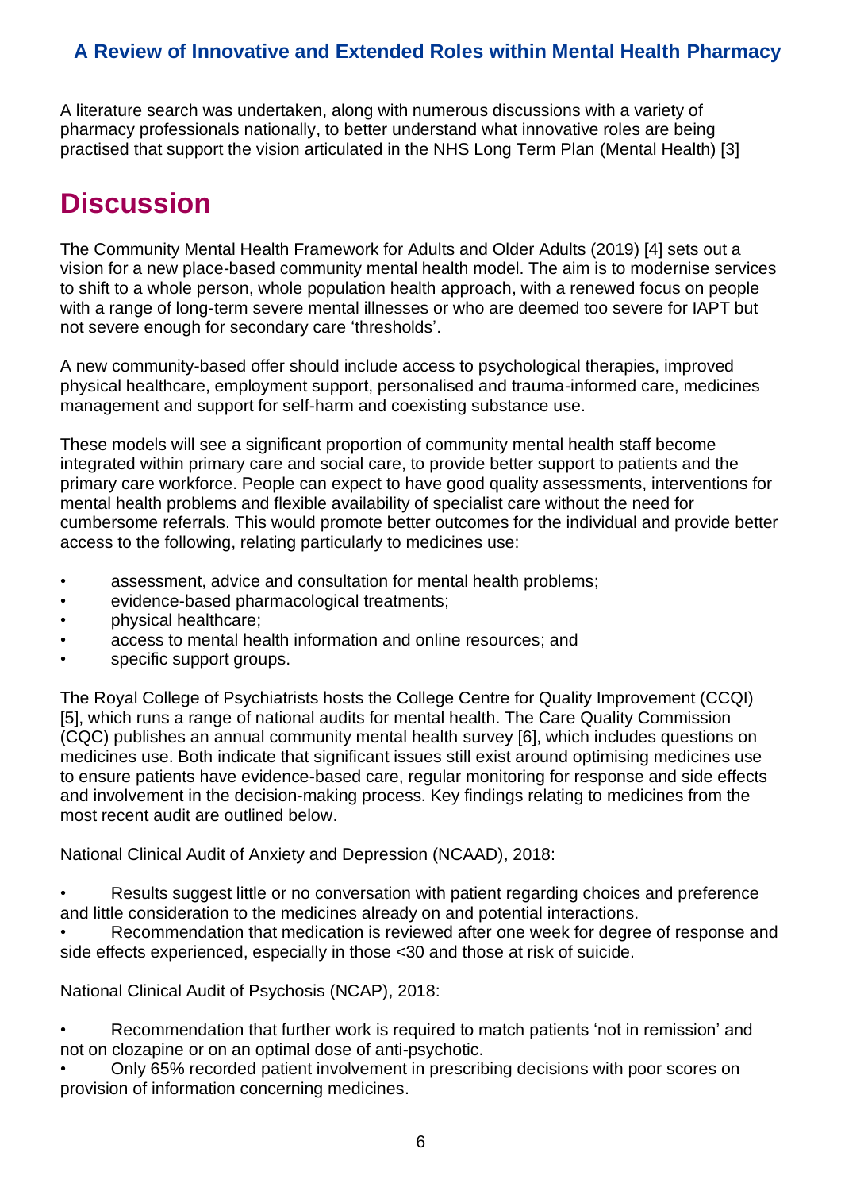A literature search was undertaken, along with numerous discussions with a variety of pharmacy professionals nationally, to better understand what innovative roles are being practised that support the vision articulated in the NHS Long Term Plan (Mental Health) [3]

# Discussion

The Community Mental Health Framework for Adults and Older Adults (2019) [4] sets out a vision for a new place-based community mental health model. The aim is to modernise services to shift to a whole person, whole population health approach, with a renewed focus on people with a range of long-term severe mental illnesses or who are deemed too severe for IAPT but not severe enough for secondary care 'thresholds'.

A new community-based offer should include access to psychological therapies, improved physical healthcare, employment support, personalised and trauma-informed care, medicines management and support for self-harm and coexisting substance use.

These models will see a significant proportion of community mental health staff become integrated within primary care and social care, to provide better support to patients and the primary care workforce. People can expect to have good quality assessments, interventions for mental health problems and flexible availability of specialist care without the need for cumbersome referrals. This would promote better outcomes for the individual and provide better access to the following, relating particularly to medicines use:

- assessment, advice and consultation for mental health problems;
- evidence-based pharmacological treatments;
- physical healthcare;
- access to mental health information and online resources; and
- specific support groups.

The Royal College of Psychiatrists hosts the College Centre for Quality Improvement (CCQI) [5], which runs a range of national audits for mental health. The Care Quality Commission (CQC) publishes an annual community mental health survey [6], which includes questions on medicines use. Both indicate that significant issues still exist around optimising medicines use to ensure patients have evidence-based care, regular monitoring for response and side effects and involvement in the decision-making process. Key findings relating to medicines from the most recent audit are outlined below.

National Clinical Audit of Anxiety and Depression (NCAAD), 2018:

- Results suggest little or no conversation with patient regarding choices and preference and little consideration to the medicines already on and potential interactions.
- Recommendation that medication is reviewed after one week for degree of response and side effects experienced, especially in those <30 and those at risk of suicide.

National Clinical Audit of Psychosis (NCAP), 2018:

- Recommendation that further work is required to match patients 'not in remission' and not on clozapine or on an optimal dose of anti-psychotic.
- Only 65% recorded patient involvement in prescribing decisions with poor scores on provision of information concerning medicines.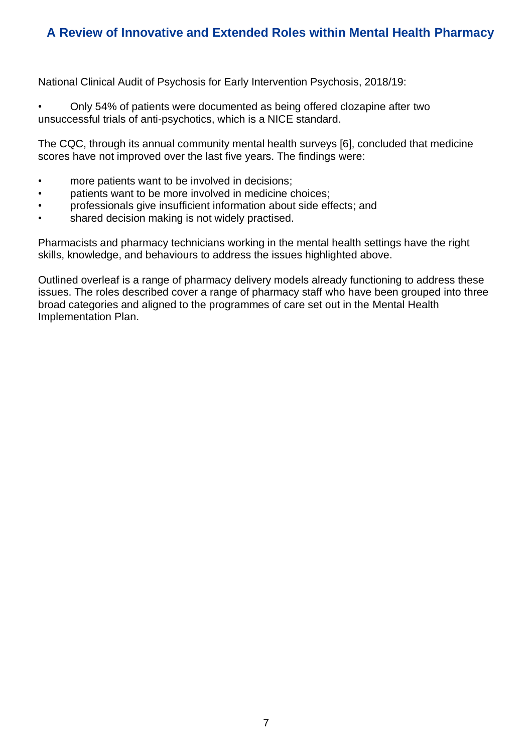National Clinical Audit of Psychosis for Early Intervention Psychosis, 2018/19:

- Only 54% of patients were documented as being offered clozapine after two unsuccessful trials of anti-psychotics, which is a NICE standard.

The CQC, through its annual community mental health surveys [6], concluded that medicine scores have not improved over the last five years. The findings were:

- more patients want to be involved in decisions;
- patients want to be more involved in medicine choices;
- professionals give insufficient information about side effects; and
- shared decision making is not widely practised.

Pharmacists and pharmacy technicians working in the mental health settings have the right skills, knowledge, and behaviours to address the issues highlighted above.

Outlined overleaf is a range of pharmacy delivery models already functioning to address these issues. The roles described cover a range of pharmacy staff who have been grouped into three broad categories and aligned to the programmes of care set out in the Mental Health Implementation Plan.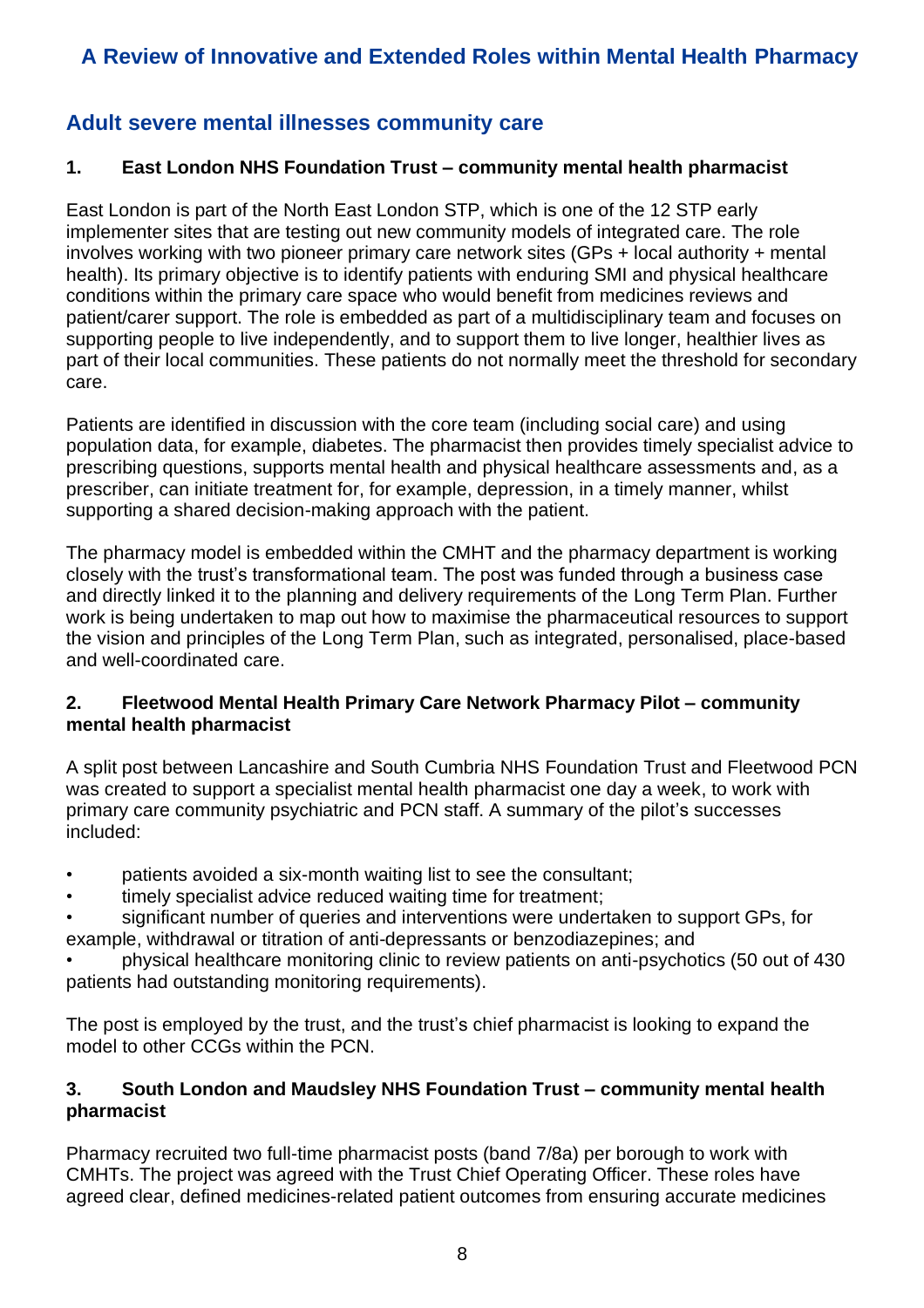## Adult severe mental illnesses community care

### 1. East London NHS Foundation Trust – community mental health pharmacist

East London is part of the North East London STP, which is one of the 12 STP early implementer sites that are testing out new community models of integrated care. The role involves working with two pioneer primary care network sites (GPs + local authority + mental health). Its primary objective is to identify patients with enduring SMI and physical healthcare conditions within the primary care space who would benefit from medicines reviews and patient/carer support. The role is embedded as part of a multidisciplinary team and focuses on supporting people to live independently, and to support them to live longer, healthier lives as part of their local communities. These patients do not normally meet the threshold for secondary care.

Patients are identified in discussion with the core team (including social care) and using population data, for example, diabetes. The pharmacist then provides timely specialist advice to prescribing questions, supports mental health and physical healthcare assessments and, as a prescriber, can initiate treatment for, for example, depression, in a timely manner, whilst supporting a shared decision-making approach with the patient.

The pharmacy model is embedded within the CMHT and the pharmacy department is working closely with the trust's transformational team. The post was funded through a business case and directly linked it to the planning and delivery requirements of the Long Term Plan. Further work is being undertaken to map out how to maximise the pharmaceutical resources to support the vision and principles of the Long Term Plan, such as integrated, personalised, place-based and well-coordinated care.

### 2. Fleetwood Mental Health Primary Care Network Pharmacy Pilot – community mental health pharmacist

A split post between Lancashire and South Cumbria NHS Foundation Trust and Fleetwood PCN was created to support a specialist mental health pharmacist one day a week, to work with primary care community psychiatric and PCN staff. A summary of the pilot's successes included:

- patients avoided a six-month waiting list to see the consultant;
- timely specialist advice reduced waiting time for treatment;
- significant number of queries and interventions were undertaken to support GPs, for example, withdrawal or titration of anti-depressants or benzodiazepines; and
- physical healthcare monitoring clinic to review patients on anti-psychotics (50 out of 430 patients had outstanding monitoring requirements).

The post is employed by the trust, and the trust's chief pharmacist is looking to expand the model to other CCGs within the PCN.

### 3. South London and Maudsley NHS Foundation Trust – community mental health pharmacist

Pharmacy recruited two full-time pharmacist posts (band 7/8a) per borough to work with CMHTs. The project was agreed with the Trust Chief Operating Officer. These roles have agreed clear, defined medicines-related patient outcomes from ensuring accurate medicines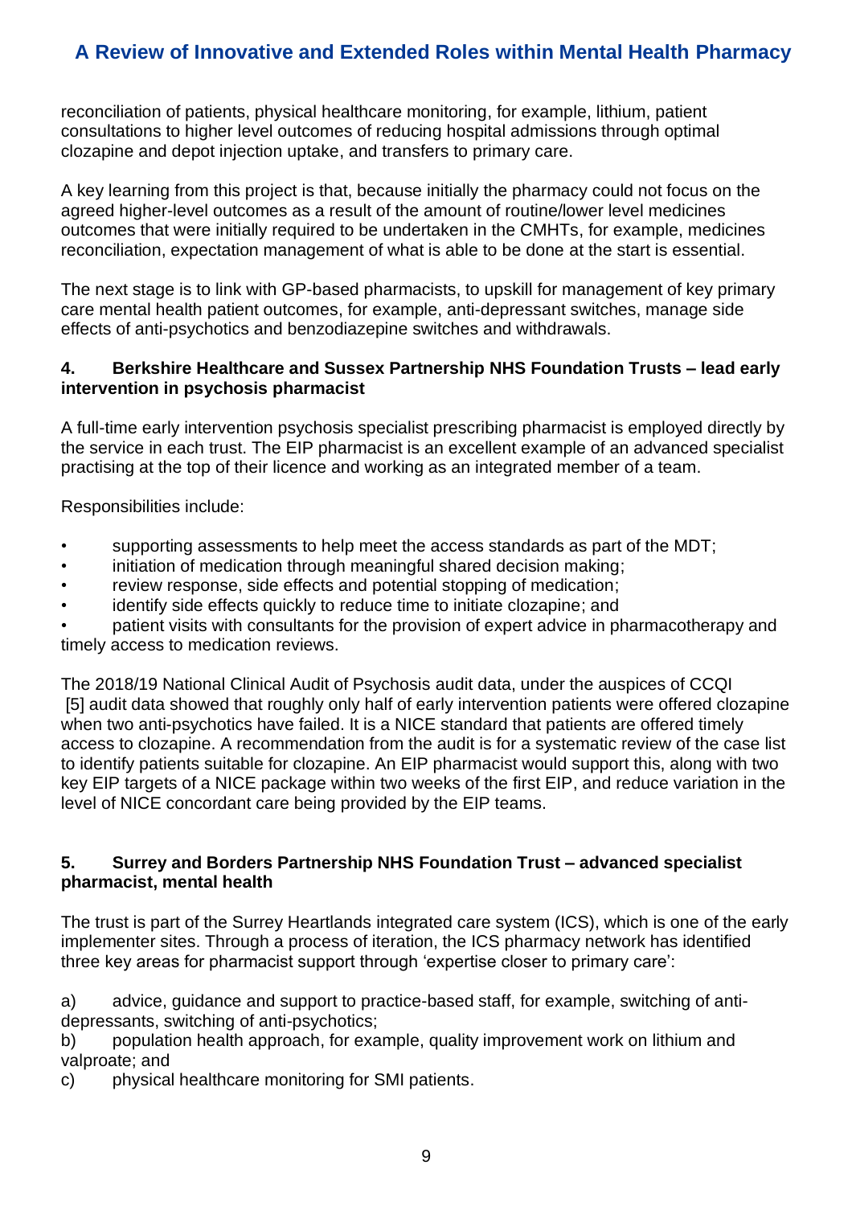reconciliation of patients, physical healthcare monitoring, for example, lithium, patient consultations to higher level outcomes of reducing hospital admissions through optimal clozapine and depot injection uptake, and transfers to primary care.

A key learning from this project is that, because initially the pharmacy could not focus on the agreed higher-level outcomes as a result of the amount of routine/lower level medicines outcomes that were initially required to be undertaken in the CMHTs, for example, medicines reconciliation, expectation management of what is able to be done at the start is essential.

The next stage is to link with GP-based pharmacists, to upskill for management of key primary care mental health patient outcomes, for example, anti-depressant switches, manage side effects of anti-psychotics and benzodiazepine switches and withdrawals.

### 4. Berkshire Healthcare and Sussex Partnership NHS Foundation Trusts – lead early intervention in psychosis pharmacist

A full-time early intervention psychosis specialist prescribing pharmacist is employed directly by the service in each trust. The EIP pharmacist is an excellent example of an advanced specialist practising at the top of their licence and working as an integrated member of a team.

Responsibilities include:

- supporting assessments to help meet the access standards as part of the MDT;
- initiation of medication through meaningful shared decision making;
- review response, side effects and potential stopping of medication;
- identify side effects quickly to reduce time to initiate clozapine; and
- patient visits with consultants for the provision of expert advice in pharmacotherapy and timely access to medication reviews.

The 2018/19 National Clinical Audit of Psychosis audit data, under the auspices of CCQI [5] audit data showed that roughly only half of early intervention patients were offered clozapine when two anti-psychotics have failed. It is a NICE standard that patients are offered timely access to clozapine. A recommendation from the audit is for a systematic review of the case list to identify patients suitable for clozapine. An EIP pharmacist would support this, along with two key EIP targets of a NICE package within two weeks of the first EIP, and reduce variation in the level of NICE concordant care being provided by the EIP teams.

### 5. Surrey and Borders Partnership NHS Foundation Trust – advanced specialist pharmacist, mental health

The trust is part of the Surrey Heartlands integrated care system (ICS), which is one of the early implementer sites. Through a process of iteration, the ICS pharmacy network has identified three key areas for pharmacist support through 'expertise closer to primary care':

a) advice, guidance and support to practice-based staff, for example, switching of anti-depressants, switching of anti-psychotics;
b) population health approach, for example, quality improvement work on lithium and valproate; and
c) physical healthcare monitoring for SMI patients.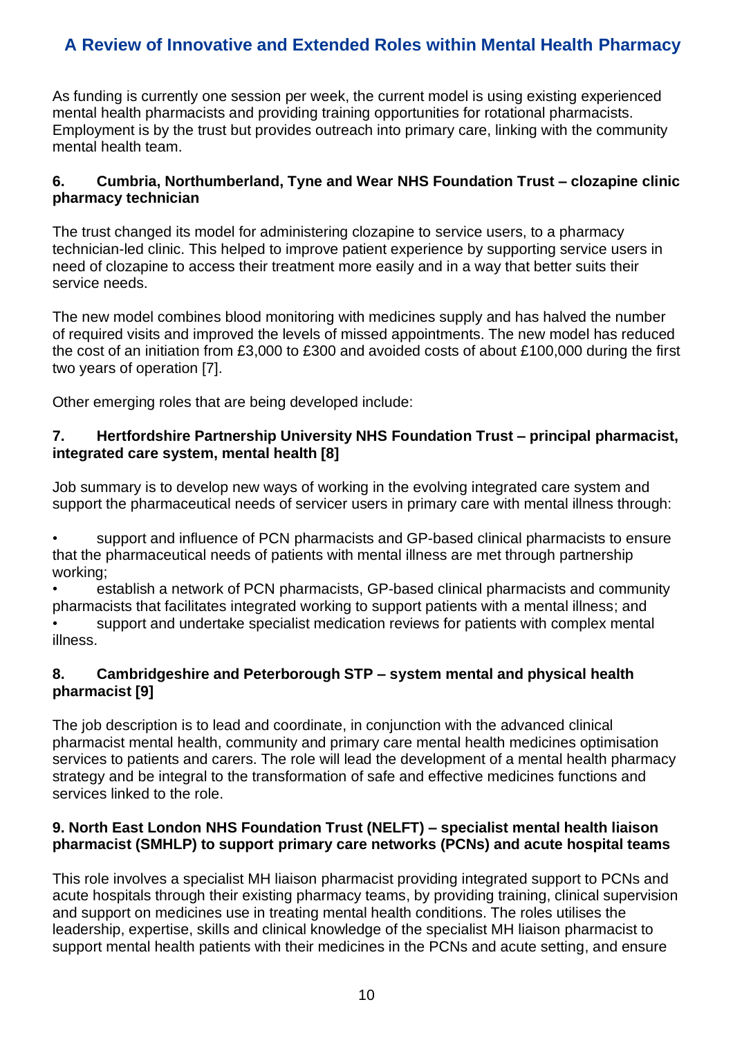As funding is currently one session per week, the current model is using existing experienced mental health pharmacists and providing training opportunities for rotational pharmacists. Employment is by the trust but provides outreach into primary care, linking with the community mental health team.

### 6. Cumbria, Northumberland, Tyne and Wear NHS Foundation Trust – clozapine clinic pharmacy technician

The trust changed its model for administering clozapine to service users, to a pharmacy technician-led clinic. This helped to improve patient experience by supporting service users in need of clozapine to access their treatment more easily and in a way that better suits their service needs.

The new model combines blood monitoring with medicines supply and has halved the number of required visits and improved the levels of missed appointments. The new model has reduced the cost of an initiation from £3,000 to £300 and avoided costs of about £100,000 during the first two years of operation [7].

Other emerging roles that are being developed include:

### 7. Hertfordshire Partnership University NHS Foundation Trust – principal pharmacist, integrated care system, mental health [8]

Job summary is to develop new ways of working in the evolving integrated care system and support the pharmaceutical needs of servicer users in primary care with mental illness through:

- support and influence of PCN pharmacists and GP-based clinical pharmacists to ensure that the pharmaceutical needs of patients with mental illness are met through partnership working;
- establish a network of PCN pharmacists, GP-based clinical pharmacists and community pharmacists that facilitates integrated working to support patients with a mental illness; and
- support and undertake specialist medication reviews for patients with complex mental illness.

### 8. Cambridgeshire and Peterborough STP – system mental and physical health pharmacist [9]

The job description is to lead and coordinate, in conjunction with the advanced clinical pharmacist mental health, community and primary care mental health medicines optimisation services to patients and carers. The role will lead the development of a mental health pharmacy strategy and be integral to the transformation of safe and effective medicines functions and services linked to the role.

### 9. North East London NHS Foundation Trust (NELFT) – specialist mental health liaison pharmacist (SMHLP) to support primary care networks (PCNs) and acute hospital teams

This role involves a specialist MH liaison pharmacist providing integrated support to PCNs and acute hospitals through their existing pharmacy teams, by providing training, clinical supervision and support on medicines use in treating mental health conditions. The roles utilises the leadership, expertise, skills and clinical knowledge of the specialist MH liaison pharmacist to support mental health patients with their medicines in the PCNs and acute setting, and ensure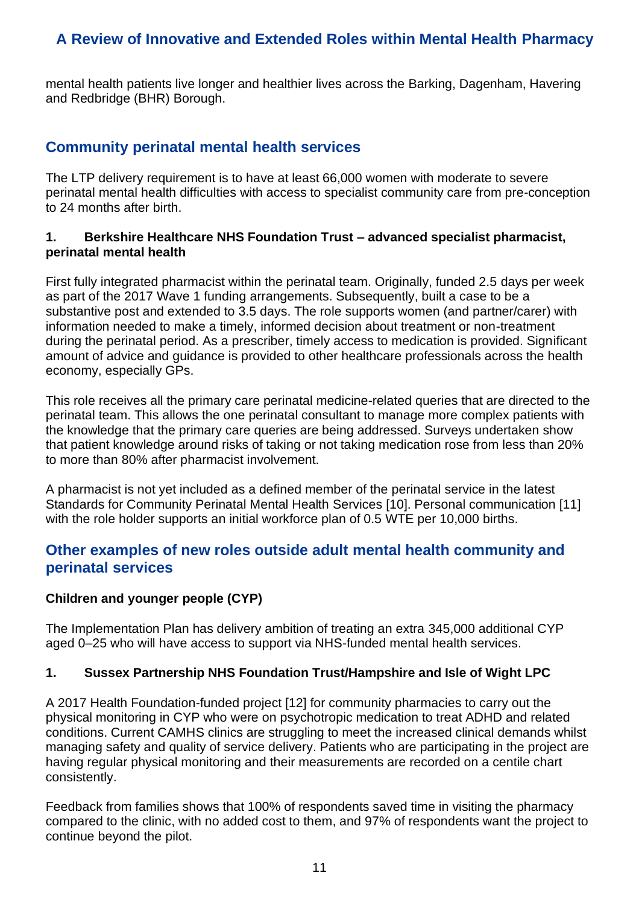mental health patients live longer and healthier lives across the Barking, Dagenham, Havering and Redbridge (BHR) Borough.

## Community perinatal mental health services

The LTP delivery requirement is to have at least 66,000 women with moderate to severe perinatal mental health difficulties with access to specialist community care from pre-conception to 24 months after birth.

### 1. Berkshire Healthcare NHS Foundation Trust – advanced specialist pharmacist, perinatal mental health

First fully integrated pharmacist within the perinatal team. Originally, funded 2.5 days per week as part of the 2017 Wave 1 funding arrangements. Subsequently, built a case to be a substantive post and extended to 3.5 days. The role supports women (and partner/carer) with information needed to make a timely, informed decision about treatment or non-treatment during the perinatal period. As a prescriber, timely access to medication is provided. Significant amount of advice and guidance is provided to other healthcare professionals across the health economy, especially GPs.

This role receives all the primary care perinatal medicine-related queries that are directed to the perinatal team. This allows the one perinatal consultant to manage more complex patients with the knowledge that the primary care queries are being addressed. Surveys undertaken show that patient knowledge around risks of taking or not taking medication rose from less than 20% to more than 80% after pharmacist involvement.

A pharmacist is not yet included as a defined member of the perinatal service in the latest Standards for Community Perinatal Mental Health Services [10]. Personal communication [11] with the role holder supports an initial workforce plan of 0.5 WTE per 10,000 births.

## Other examples of new roles outside adult mental health community and perinatal services

### Children and younger people (CYP)

The Implementation Plan has delivery ambition of treating an extra 345,000 additional CYP aged 0–25 who will have access to support via NHS-funded mental health services.

### 1. Sussex Partnership NHS Foundation Trust/Hampshire and Isle of Wight LPC

A 2017 Health Foundation-funded project [12] for community pharmacies to carry out the physical monitoring in CYP who were on psychotropic medication to treat ADHD and related conditions. Current CAMHS clinics are struggling to meet the increased clinical demands whilst managing safety and quality of service delivery. Patients who are participating in the project are having regular physical monitoring and their measurements are recorded on a centile chart consistently.

Feedback from families shows that 100% of respondents saved time in visiting the pharmacy compared to the clinic, with no added cost to them, and 97% of respondents want the project to continue beyond the pilot.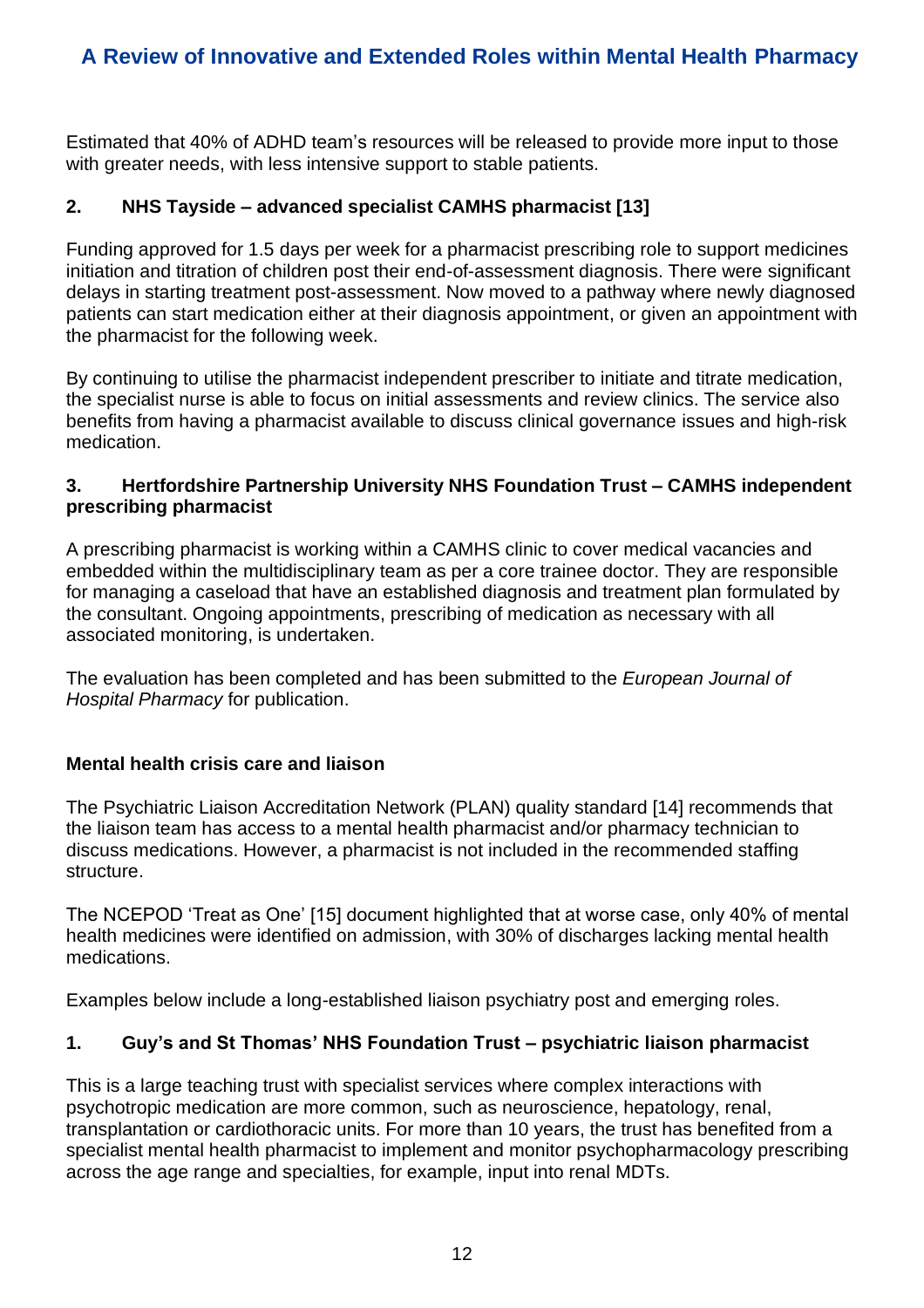Estimated that 40% of ADHD team's resources will be released to provide more input to those with greater needs, with less intensive support to stable patients.

### 2. NHS Tayside – advanced specialist CAMHS pharmacist [13]

Funding approved for 1.5 days per week for a pharmacist prescribing role to support medicines initiation and titration of children post their end-of-assessment diagnosis. There were significant delays in starting treatment post-assessment. Now moved to a pathway where newly diagnosed patients can start medication either at their diagnosis appointment, or given an appointment with the pharmacist for the following week.

By continuing to utilise the pharmacist independent prescriber to initiate and titrate medication, the specialist nurse is able to focus on initial assessments and review clinics. The service also benefits from having a pharmacist available to discuss clinical governance issues and high-risk medication.

### 3. Hertfordshire Partnership University NHS Foundation Trust – CAMHS independent prescribing pharmacist

A prescribing pharmacist is working within a CAMHS clinic to cover medical vacancies and embedded within the multidisciplinary team as per a core trainee doctor. They are responsible for managing a caseload that have an established diagnosis and treatment plan formulated by the consultant. Ongoing appointments, prescribing of medication as necessary with all associated monitoring, is undertaken.

The evaluation has been completed and has been submitted to the *European Journal of Hospital Pharmacy* for publication.

## Mental health crisis care and liaison

The Psychiatric Liaison Accreditation Network (PLAN) quality standard [14] recommends that the liaison team has access to a mental health pharmacist and/or pharmacy technician to discuss medications. However, a pharmacist is not included in the recommended staffing structure.

The NCEPOD 'Treat as One' [15] document highlighted that at worse case, only 40% of mental health medicines were identified on admission, with 30% of discharges lacking mental health medications.

Examples below include a long-established liaison psychiatry post and emerging roles.

### 1. Guy's and St Thomas' NHS Foundation Trust – psychiatric liaison pharmacist

This is a large teaching trust with specialist services where complex interactions with psychotropic medication are more common, such as neuroscience, hepatology, renal, transplantation or cardiothoracic units. For more than 10 years, the trust has benefited from a specialist mental health pharmacist to implement and monitor psychopharmacology prescribing across the age range and specialties, for example, input into renal MDTs.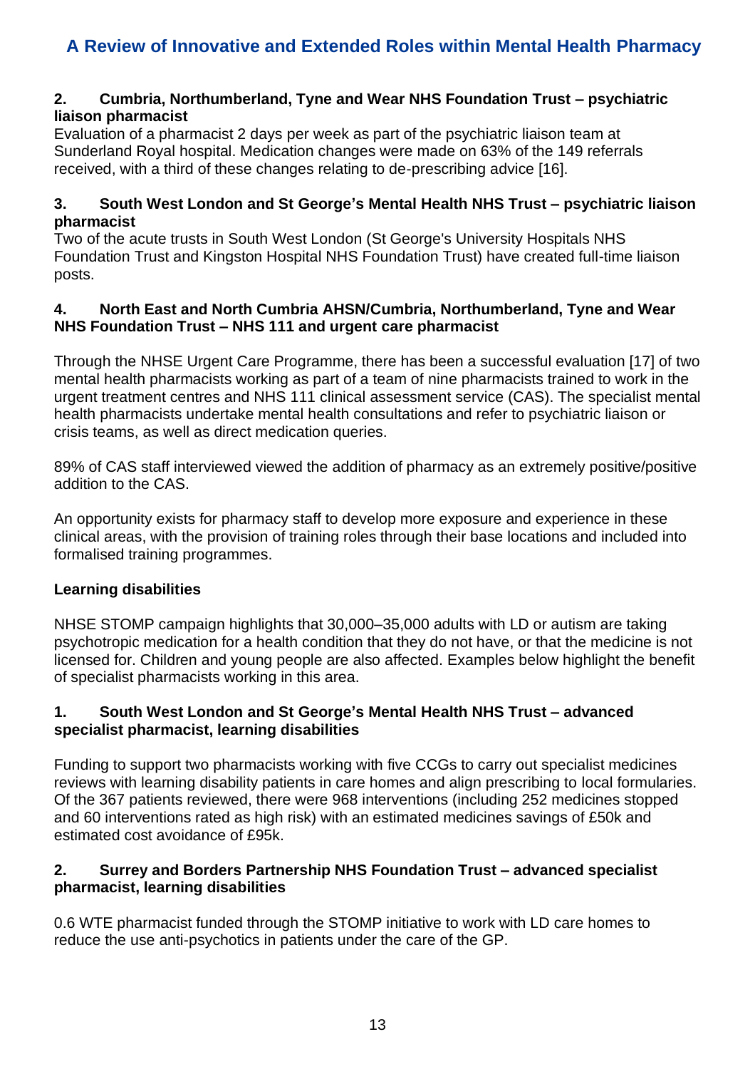**2. Cumbria, Northumberland, Tyne and Wear NHS Foundation Trust – psychiatric liaison pharmacist**

Evaluation of a pharmacist 2 days per week as part of the psychiatric liaison team at Sunderland Royal hospital. Medication changes were made on 63% of the 149 referrals received, with a third of these changes relating to de-prescribing advice [16].

**3. South West London and St George's Mental Health NHS Trust – psychiatric liaison pharmacist**

Two of the acute trusts in South West London (St George's University Hospitals NHS Foundation Trust and Kingston Hospital NHS Foundation Trust) have created full-time liaison posts.

**4. North East and North Cumbria AHSN/Cumbria, Northumberland, Tyne and Wear NHS Foundation Trust – NHS 111 and urgent care pharmacist**

Through the NHSE Urgent Care Programme, there has been a successful evaluation [17] of two mental health pharmacists working as part of a team of nine pharmacists trained to work in the urgent treatment centres and NHS 111 clinical assessment service (CAS). The specialist mental health pharmacists undertake mental health consultations and refer to psychiatric liaison or crisis teams, as well as direct medication queries.

89% of CAS staff interviewed viewed the addition of pharmacy as an extremely positive/positive addition to the CAS.

An opportunity exists for pharmacy staff to develop more exposure and experience in these clinical areas, with the provision of training roles through their base locations and included into formalised training programmes.

### Learning disabilities

NHSE STOMP campaign highlights that 30,000–35,000 adults with LD or autism are taking psychotropic medication for a health condition that they do not have, or that the medicine is not licensed for. Children and young people are also affected. Examples below highlight the benefit of specialist pharmacists working in this area.

**1. South West London and St George's Mental Health NHS Trust – advanced specialist pharmacist, learning disabilities**

Funding to support two pharmacists working with five CCGs to carry out specialist medicines reviews with learning disability patients in care homes and align prescribing to local formularies. Of the 367 patients reviewed, there were 968 interventions (including 252 medicines stopped and 60 interventions rated as high risk) with an estimated medicines savings of £50k and estimated cost avoidance of £95k.

**2. Surrey and Borders Partnership NHS Foundation Trust – advanced specialist pharmacist, learning disabilities**

0.6 WTE pharmacist funded through the STOMP initiative to work with LD care homes to reduce the use anti-psychotics in patients under the care of the GP.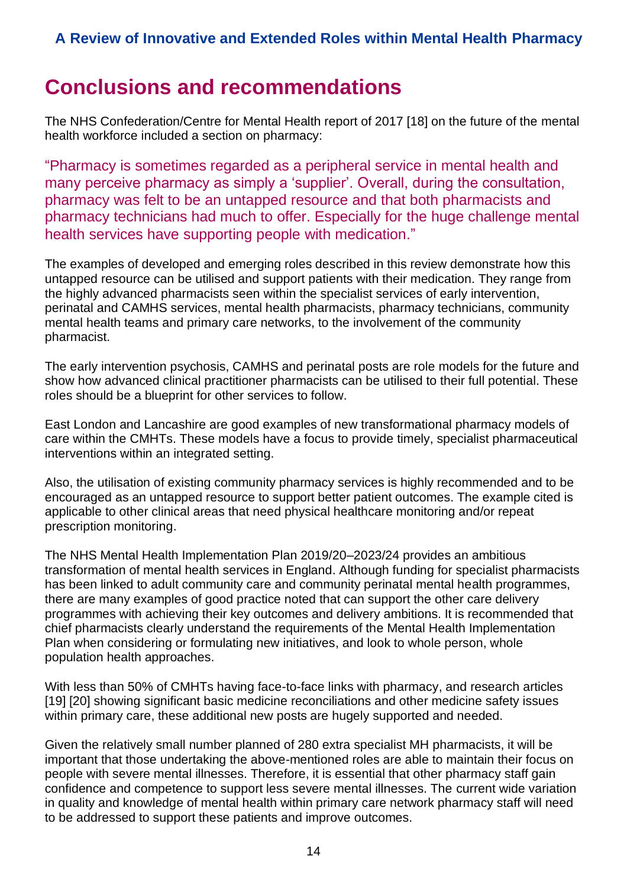# Conclusions and recommendations

The NHS Confederation/Centre for Mental Health report of 2017 [18] on the future of the mental health workforce included a section on pharmacy:

> "Pharmacy is sometimes regarded as a peripheral service in mental health and many perceive pharmacy as simply a 'supplier'. Overall, during the consultation, pharmacy was felt to be an untapped resource and that both pharmacists and pharmacy technicians had much to offer. Especially for the huge challenge mental health services have supporting people with medication."

The examples of developed and emerging roles described in this review demonstrate how this untapped resource can be utilised and support patients with their medication. They range from the highly advanced pharmacists seen within the specialist services of early intervention, perinatal and CAMHS services, mental health pharmacists, pharmacy technicians, community mental health teams and primary care networks, to the involvement of the community pharmacist.

The early intervention psychosis, CAMHS and perinatal posts are role models for the future and show how advanced clinical practitioner pharmacists can be utilised to their full potential. These roles should be a blueprint for other services to follow.

East London and Lancashire are good examples of new transformational pharmacy models of care within the CMHTs. These models have a focus to provide timely, specialist pharmaceutical interventions within an integrated setting.

Also, the utilisation of existing community pharmacy services is highly recommended and to be encouraged as an untapped resource to support better patient outcomes. The example cited is applicable to other clinical areas that need physical healthcare monitoring and/or repeat prescription monitoring.

The NHS Mental Health Implementation Plan 2019/20–2023/24 provides an ambitious transformation of mental health services in England. Although funding for specialist pharmacists has been linked to adult community care and community perinatal mental health programmes, there are many examples of good practice noted that can support the other care delivery programmes with achieving their key outcomes and delivery ambitions. It is recommended that chief pharmacists clearly understand the requirements of the Mental Health Implementation Plan when considering or formulating new initiatives, and look to whole person, whole population health approaches.

With less than 50% of CMHTs having face-to-face links with pharmacy, and research articles [19] [20] showing significant basic medicine reconciliations and other medicine safety issues within primary care, these additional new posts are hugely supported and needed.

Given the relatively small number planned of 280 extra specialist MH pharmacists, it will be important that those undertaking the above-mentioned roles are able to maintain their focus on people with severe mental illnesses. Therefore, it is essential that other pharmacy staff gain confidence and competence to support less severe mental illnesses. The current wide variation in quality and knowledge of mental health within primary care network pharmacy staff will need to be addressed to support these patients and improve outcomes.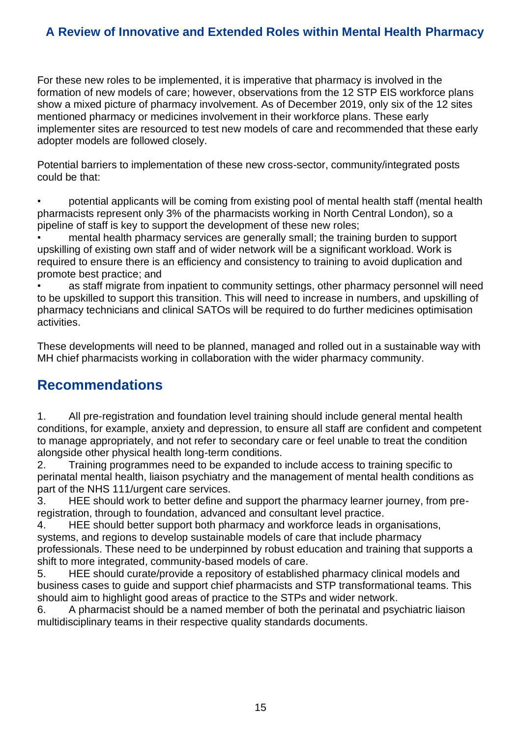For these new roles to be implemented, it is imperative that pharmacy is involved in the formation of new models of care; however, observations from the 12 STP EIS workforce plans show a mixed picture of pharmacy involvement. As of December 2019, only six of the 12 sites mentioned pharmacy or medicines involvement in their workforce plans. These early implementer sites are resourced to test new models of care and recommended that these early adopter models are followed closely.

Potential barriers to implementation of these new cross-sector, community/integrated posts could be that:

- potential applicants will be coming from existing pool of mental health staff (mental health pharmacists represent only 3% of the pharmacists working in North Central London), so a pipeline of staff is key to support the development of these new roles;
- mental health pharmacy services are generally small; the training burden to support upskilling of existing own staff and of wider network will be a significant workload. Work is required to ensure there is an efficiency and consistency to training to avoid duplication and promote best practice; and
- as staff migrate from inpatient to community settings, other pharmacy personnel will need to be upskilled to support this transition. This will need to increase in numbers, and upskilling of pharmacy technicians and clinical SATOs will be required to do further medicines optimisation activities.

These developments will need to be planned, managed and rolled out in a sustainable way with MH chief pharmacists working in collaboration with the wider pharmacy community.

## Recommendations

1. All pre-registration and foundation level training should include general mental health conditions, for example, anxiety and depression, to ensure all staff are confident and competent to manage appropriately, and not refer to secondary care or feel unable to treat the condition alongside other physical health long-term conditions.
2. Training programmes need to be expanded to include access to training specific to perinatal mental health, liaison psychiatry and the management of mental health conditions as part of the NHS 111/urgent care services.
3. HEE should work to better define and support the pharmacy learner journey, from pre-registration, through to foundation, advanced and consultant level practice.
4. HEE should better support both pharmacy and workforce leads in organisations, systems, and regions to develop sustainable models of care that include pharmacy professionals. These need to be underpinned by robust education and training that supports a shift to more integrated, community-based models of care.
5. HEE should curate/provide a repository of established pharmacy clinical models and business cases to guide and support chief pharmacists and STP transformational teams. This should aim to highlight good areas of practice to the STPs and wider network.
6. A pharmacist should be a named member of both the perinatal and psychiatric liaison multidisciplinary teams in their respective quality standards documents.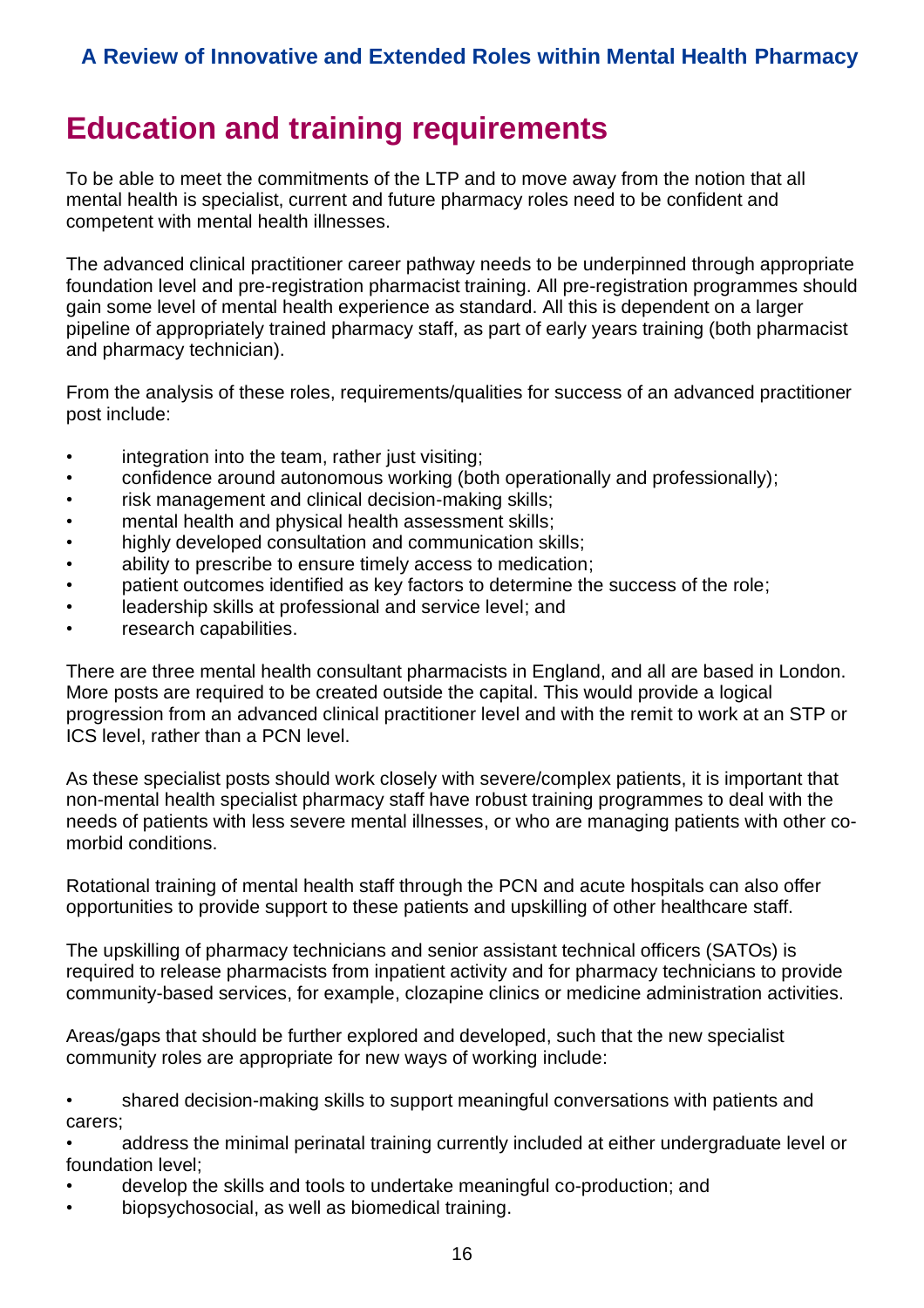# Education and training requirements

To be able to meet the commitments of the LTP and to move away from the notion that all mental health is specialist, current and future pharmacy roles need to be confident and competent with mental health illnesses.

The advanced clinical practitioner career pathway needs to be underpinned through appropriate foundation level and pre-registration pharmacist training. All pre-registration programmes should gain some level of mental health experience as standard. All this is dependent on a larger pipeline of appropriately trained pharmacy staff, as part of early years training (both pharmacist and pharmacy technician).

From the analysis of these roles, requirements/qualities for success of an advanced practitioner post include:

- integration into the team, rather just visiting;
- confidence around autonomous working (both operationally and professionally);
- risk management and clinical decision-making skills;
- mental health and physical health assessment skills;
- highly developed consultation and communication skills;
- ability to prescribe to ensure timely access to medication;
- patient outcomes identified as key factors to determine the success of the role;
- leadership skills at professional and service level; and
- research capabilities.

There are three mental health consultant pharmacists in England, and all are based in London. More posts are required to be created outside the capital. This would provide a logical progression from an advanced clinical practitioner level and with the remit to work at an STP or ICS level, rather than a PCN level.

As these specialist posts should work closely with severe/complex patients, it is important that non-mental health specialist pharmacy staff have robust training programmes to deal with the needs of patients with less severe mental illnesses, or who are managing patients with other co-morbid conditions.

Rotational training of mental health staff through the PCN and acute hospitals can also offer opportunities to provide support to these patients and upskilling of other healthcare staff.

The upskilling of pharmacy technicians and senior assistant technical officers (SATOs) is required to release pharmacists from inpatient activity and for pharmacy technicians to provide community-based services, for example, clozapine clinics or medicine administration activities.

Areas/gaps that should be further explored and developed, such that the new specialist community roles are appropriate for new ways of working include:

- shared decision-making skills to support meaningful conversations with patients and carers;
- address the minimal perinatal training currently included at either undergraduate level or foundation level;
- develop the skills and tools to undertake meaningful co-production; and
- biopsychosocial, as well as biomedical training.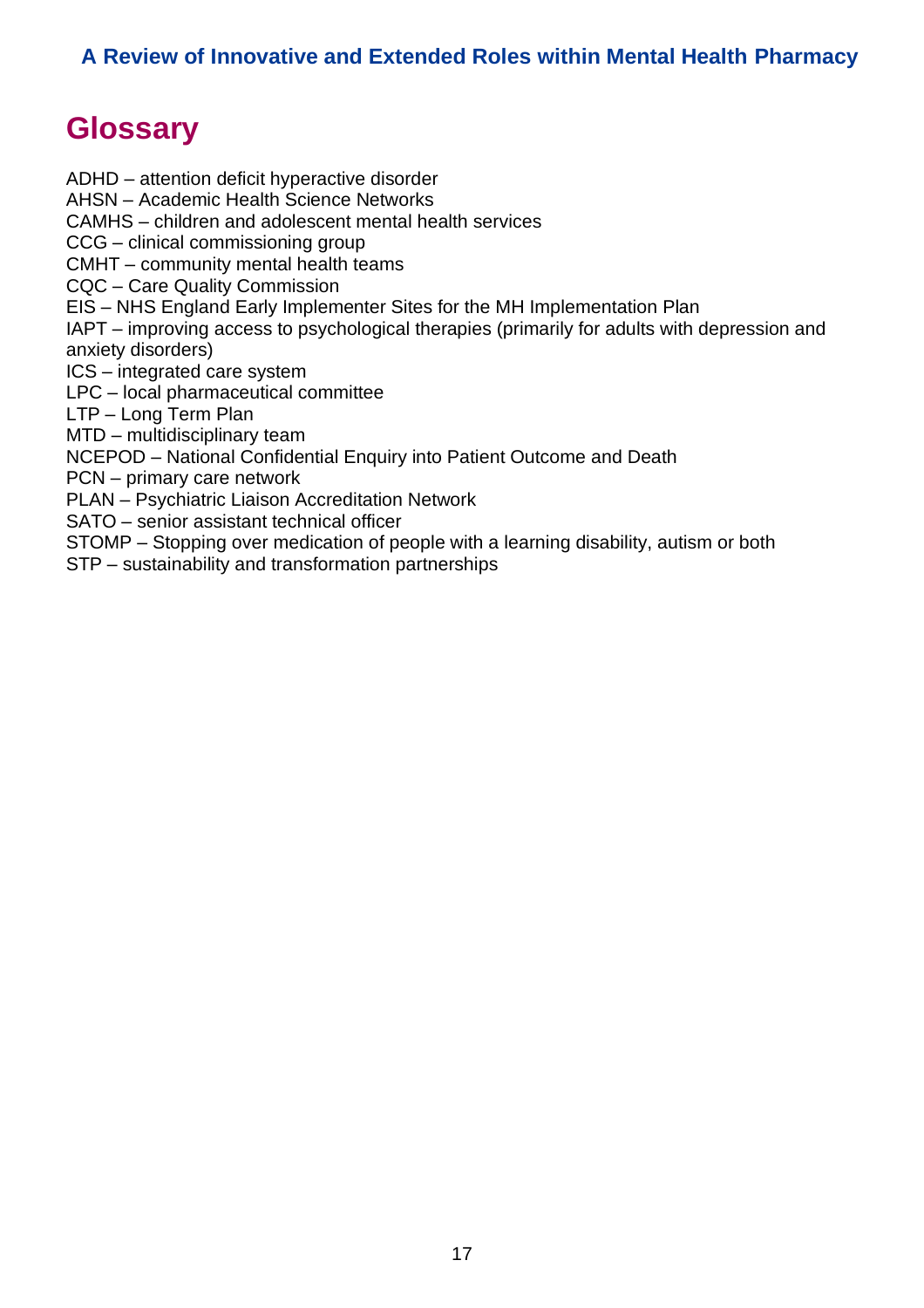# Glossary

ADHD – attention deficit hyperactive disorder
AHSN – Academic Health Science Networks
CAMHS – children and adolescent mental health services
CCG – clinical commissioning group
CMHT – community mental health teams
CQC – Care Quality Commission
EIS – NHS England Early Implementer Sites for the MH Implementation Plan
IAPT – improving access to psychological therapies (primarily for adults with depression and anxiety disorders)
ICS – integrated care system
LPC – local pharmaceutical committee
LTP – Long Term Plan
MTD – multidisciplinary team
NCEPOD – National Confidential Enquiry into Patient Outcome and Death
PCN – primary care network
PLAN – Psychiatric Liaison Accreditation Network
SATO – senior assistant technical officer
STOMP – Stopping over medication of people with a learning disability, autism or both
STP – sustainability and transformation partnerships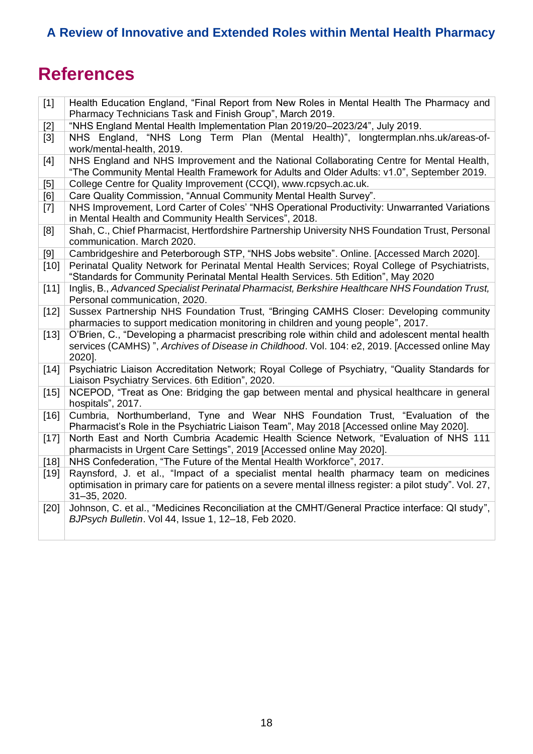# References

| | |
|---|---|
| [1] | Health Education England, "Final Report from New Roles in Mental Health The Pharmacy and Pharmacy Technicians Task and Finish Group", March 2019. |
| [2] | "NHS England Mental Health Implementation Plan 2019/20–2023/24", July 2019. |
| [3] | NHS England, "NHS Long Term Plan (Mental Health)", longtermplan.nhs.uk/areas-of-work/mental-health, 2019. |
| [4] | NHS England and NHS Improvement and the National Collaborating Centre for Mental Health, "The Community Mental Health Framework for Adults and Older Adults: v1.0", September 2019. |
| [5] | College Centre for Quality Improvement (CCQI), www.rcpsych.ac.uk. |
| [6] | Care Quality Commission, "Annual Community Mental Health Survey". |
| [7] | NHS Improvement, Lord Carter of Coles' "NHS Operational Productivity: Unwarranted Variations in Mental Health and Community Health Services", 2018. |
| [8] | Shah, C., Chief Pharmacist, Hertfordshire Partnership University NHS Foundation Trust, Personal communication. March 2020. |
| [9] | Cambridgeshire and Peterborough STP, "NHS Jobs website". Online. [Accessed March 2020]. |
| [10] | Perinatal Quality Network for Perinatal Mental Health Services; Royal College of Psychiatrists, "Standards for Community Perinatal Mental Health Services. 5th Edition", May 2020 |
| [11] | Inglis, B., *Advanced Specialist Perinatal Pharmacist, Berkshire Healthcare NHS Foundation Trust,* Personal communication, 2020. |
| [12] | Sussex Partnership NHS Foundation Trust, "Bringing CAMHS Closer: Developing community pharmacies to support medication monitoring in children and young people", 2017. |
| [13] | O'Brien, C., "Developing a pharmacist prescribing role within child and adolescent mental health services (CAMHS) ", *Archives of Disease in Childhood*. Vol. 104: e2, 2019. [Accessed online May 2020]. |
| [14] | Psychiatric Liaison Accreditation Network; Royal College of Psychiatry, "Quality Standards for Liaison Psychiatry Services. 6th Edition", 2020. |
| [15] | NCEPOD, "Treat as One: Bridging the gap between mental and physical healthcare in general hospitals", 2017. |
| [16] | Cumbria, Northumberland, Tyne and Wear NHS Foundation Trust, "Evaluation of the Pharmacist's Role in the Psychiatric Liaison Team", May 2018 [Accessed online May 2020]. |
| [17] | North East and North Cumbria Academic Health Science Network, "Evaluation of NHS 111 pharmacists in Urgent Care Settings", 2019 [Accessed online May 2020]. |
| [18] | NHS Confederation, "The Future of the Mental Health Workforce", 2017. |
| [19] | Raynsford, J. et al., "Impact of a specialist mental health pharmacy team on medicines optimisation in primary care for patients on a severe mental illness register: a pilot study". Vol. 27, 31–35, 2020. |
| [20] | Johnson, C. et al., "Medicines Reconciliation at the CMHT/General Practice interface: QI study", *BJPsych Bulletin*. Vol 44, Issue 1, 12–18, Feb 2020. |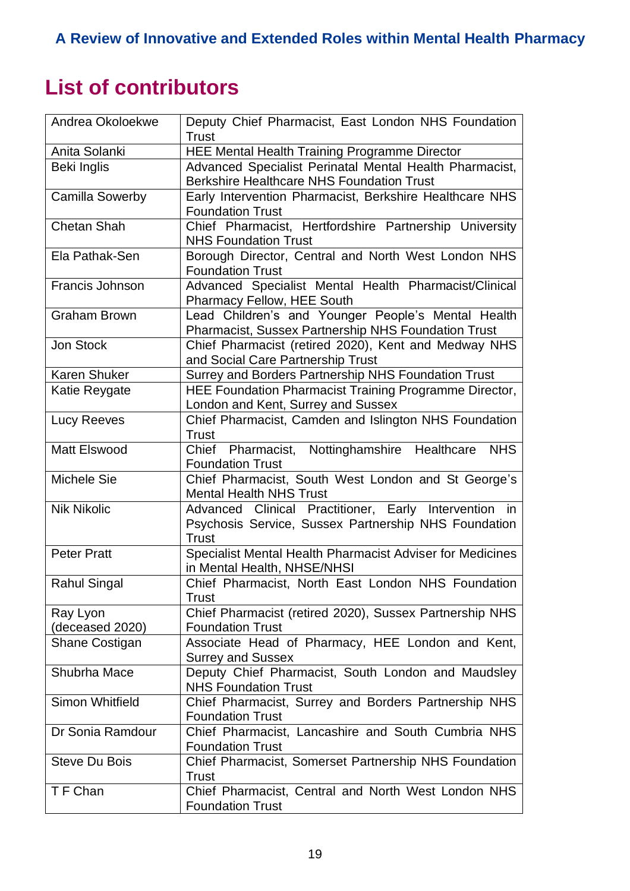## List of contributors

| | |
|---|---|
| Andrea Okoloekwe | Deputy Chief Pharmacist, East London NHS Foundation Trust |
| Anita Solanki | HEE Mental Health Training Programme Director |
| Beki Inglis | Advanced Specialist Perinatal Mental Health Pharmacist, Berkshire Healthcare NHS Foundation Trust |
| Camilla Sowerby | Early Intervention Pharmacist, Berkshire Healthcare NHS Foundation Trust |
| Chetan Shah | Chief Pharmacist, Hertfordshire Partnership University NHS Foundation Trust |
| Ela Pathak-Sen | Borough Director, Central and North West London NHS Foundation Trust |
| Francis Johnson | Advanced Specialist Mental Health Pharmacist/Clinical Pharmacy Fellow, HEE South |
| Graham Brown | Lead Children's and Younger People's Mental Health Pharmacist, Sussex Partnership NHS Foundation Trust |
| Jon Stock | Chief Pharmacist (retired 2020), Kent and Medway NHS and Social Care Partnership Trust |
| Karen Shuker | Surrey and Borders Partnership NHS Foundation Trust |
| Katie Reygate | HEE Foundation Pharmacist Training Programme Director, London and Kent, Surrey and Sussex |
| Lucy Reeves | Chief Pharmacist, Camden and Islington NHS Foundation Trust |
| Matt Elswood | Chief Pharmacist, Nottinghamshire Healthcare NHS Foundation Trust |
| Michele Sie | Chief Pharmacist, South West London and St George's Mental Health NHS Trust |
| Nik Nikolic | Advanced Clinical Practitioner, Early Intervention in Psychosis Service, Sussex Partnership NHS Foundation Trust |
| Peter Pratt | Specialist Mental Health Pharmacist Adviser for Medicines in Mental Health, NHSE/NHSI |
| Rahul Singal | Chief Pharmacist, North East London NHS Foundation Trust |
| Ray Lyon (deceased 2020) | Chief Pharmacist (retired 2020), Sussex Partnership NHS Foundation Trust |
| Shane Costigan | Associate Head of Pharmacy, HEE London and Kent, Surrey and Sussex |
| Shubrha Mace | Deputy Chief Pharmacist, South London and Maudsley NHS Foundation Trust |
| Simon Whitfield | Chief Pharmacist, Surrey and Borders Partnership NHS Foundation Trust |
| Dr Sonia Ramdour | Chief Pharmacist, Lancashire and South Cumbria NHS Foundation Trust |
| Steve Du Bois | Chief Pharmacist, Somerset Partnership NHS Foundation Trust |
| T F Chan | Chief Pharmacist, Central and North West London NHS Foundation Trust |